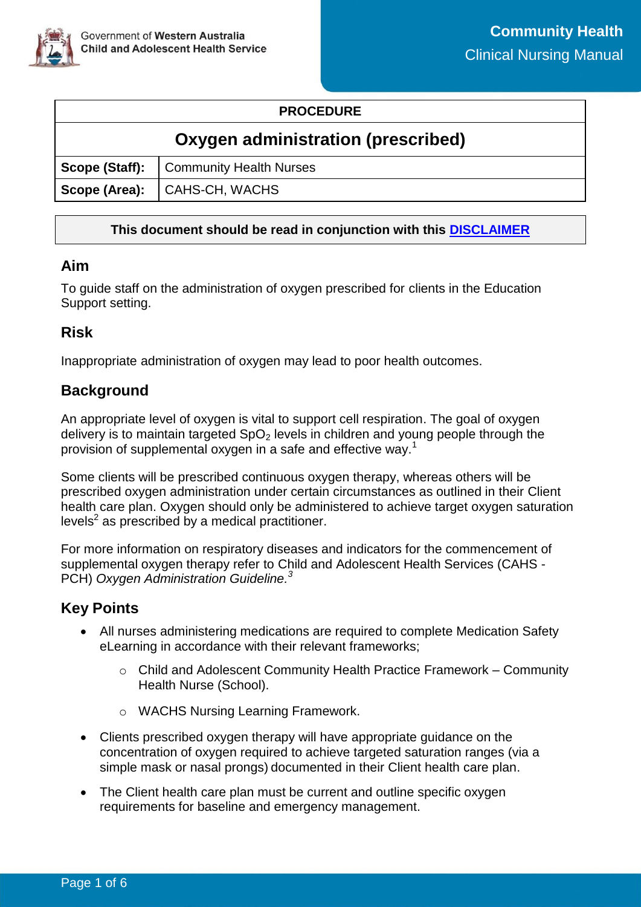Government of **Western Australia**
**Child and Adolescent Health Service**

**Community Health**
Clinical Nursing Manual

| PROCEDURE | |
|---|---|
| **Oxygen administration (prescribed)** | |
| **Scope (Staff):** | Community Health Nurses |
| **Scope (Area):** | CAHS-CH, WACHS |

**This document should be read in conjunction with this [DISCLAIMER]**

## Aim

To guide staff on the administration of oxygen prescribed for clients in the Education Support setting.

## Risk

Inappropriate administration of oxygen may lead to poor health outcomes.

## Background

An appropriate level of oxygen is vital to support cell respiration. The goal of oxygen delivery is to maintain targeted $SpO_2$ levels in children and young people through the provision of supplemental oxygen in a safe and effective way.[1]

Some clients will be prescribed continuous oxygen therapy, whereas others will be prescribed oxygen administration under certain circumstances as outlined in their Client health care plan. Oxygen should only be administered to achieve target oxygen saturation levels[2] as prescribed by a medical practitioner.

For more information on respiratory diseases and indicators for the commencement of supplemental oxygen therapy refer to Child and Adolescent Health Services (CAHS - PCH) *Oxygen Administration Guideline.*[3]

## Key Points

- All nurses administering medications are required to complete Medication Safety eLearning in accordance with their relevant frameworks;
  - Child and Adolescent Community Health Practice Framework – Community Health Nurse (School).
  - WACHS Nursing Learning Framework.
- Clients prescribed oxygen therapy will have appropriate guidance on the concentration of oxygen required to achieve targeted saturation ranges (via a simple mask or nasal prongs) documented in their Client health care plan.
- The Client health care plan must be current and outline specific oxygen requirements for baseline and emergency management.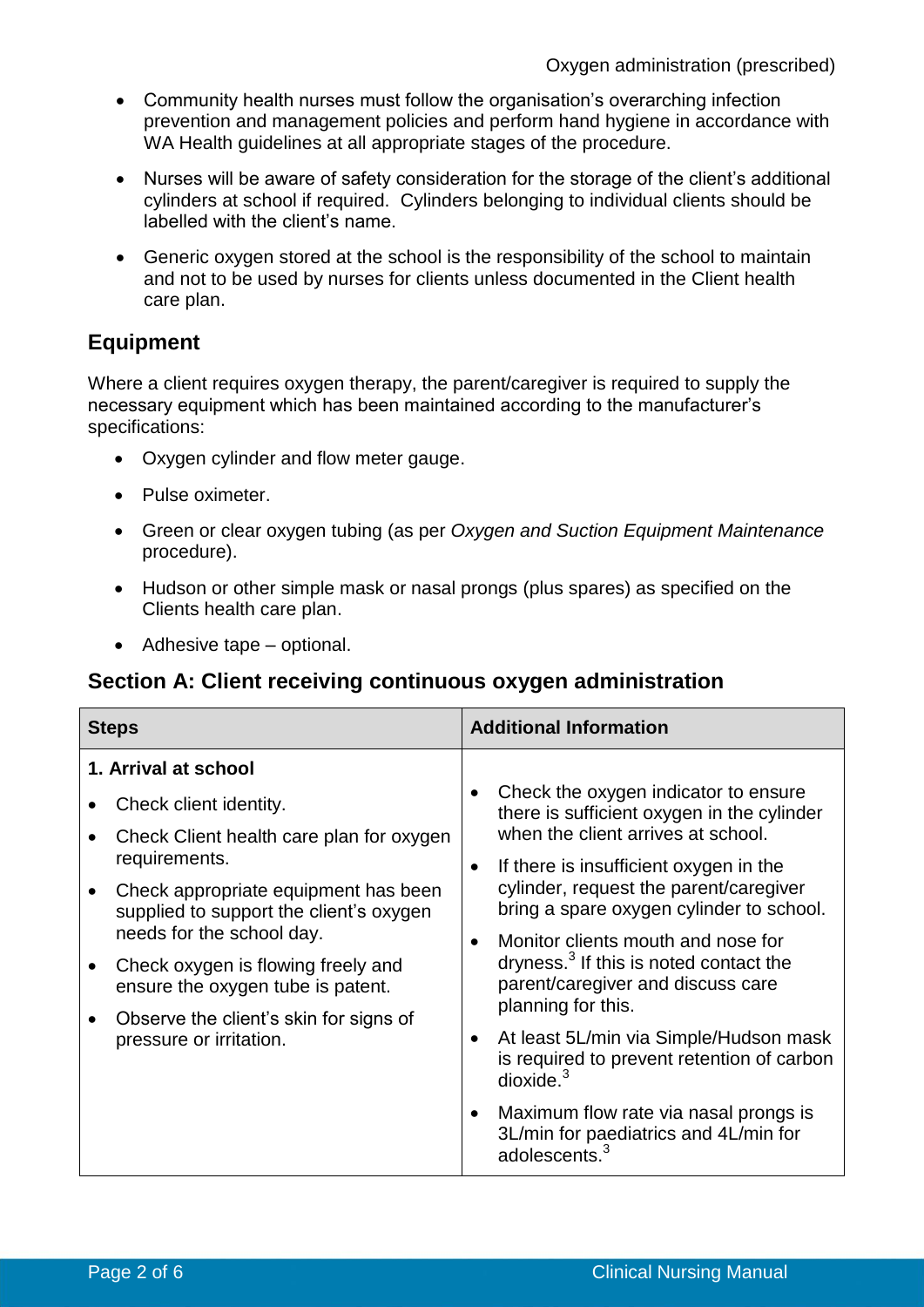- Community health nurses must follow the organisation's overarching infection prevention and management policies and perform hand hygiene in accordance with WA Health guidelines at all appropriate stages of the procedure.
- Nurses will be aware of safety consideration for the storage of the client's additional cylinders at school if required. Cylinders belonging to individual clients should be labelled with the client's name.
- Generic oxygen stored at the school is the responsibility of the school to maintain and not to be used by nurses for clients unless documented in the Client health care plan.

## Equipment

Where a client requires oxygen therapy, the parent/caregiver is required to supply the necessary equipment which has been maintained according to the manufacturer's specifications:

- Oxygen cylinder and flow meter gauge.
- Pulse oximeter.
- Green or clear oxygen tubing (as per *Oxygen and Suction Equipment Maintenance* procedure).
- Hudson or other simple mask or nasal prongs (plus spares) as specified on the Clients health care plan.
- Adhesive tape – optional.

## Section A: Client receiving continuous oxygen administration

| Steps | Additional Information |
| --- | --- |
| **1. Arrival at school**<br>• Check client identity.<br>• Check Client health care plan for oxygen requirements.<br>• Check appropriate equipment has been supplied to support the client's oxygen needs for the school day.<br>• Check oxygen is flowing freely and ensure the oxygen tube is patent.<br>• Observe the client's skin for signs of pressure or irritation. | • Check the oxygen indicator to ensure there is sufficient oxygen in the cylinder when the client arrives at school.<br>• If there is insufficient oxygen in the cylinder, request the parent/caregiver bring a spare oxygen cylinder to school.<br>• Monitor clients mouth and nose for dryness.[3] If this is noted contact the parent/caregiver and discuss care planning for this.<br>• At least 5L/min via Simple/Hudson mask is required to prevent retention of carbon dioxide.[3]<br>• Maximum flow rate via nasal prongs is 3L/min for paediatrics and 4L/min for adolescents.[3] |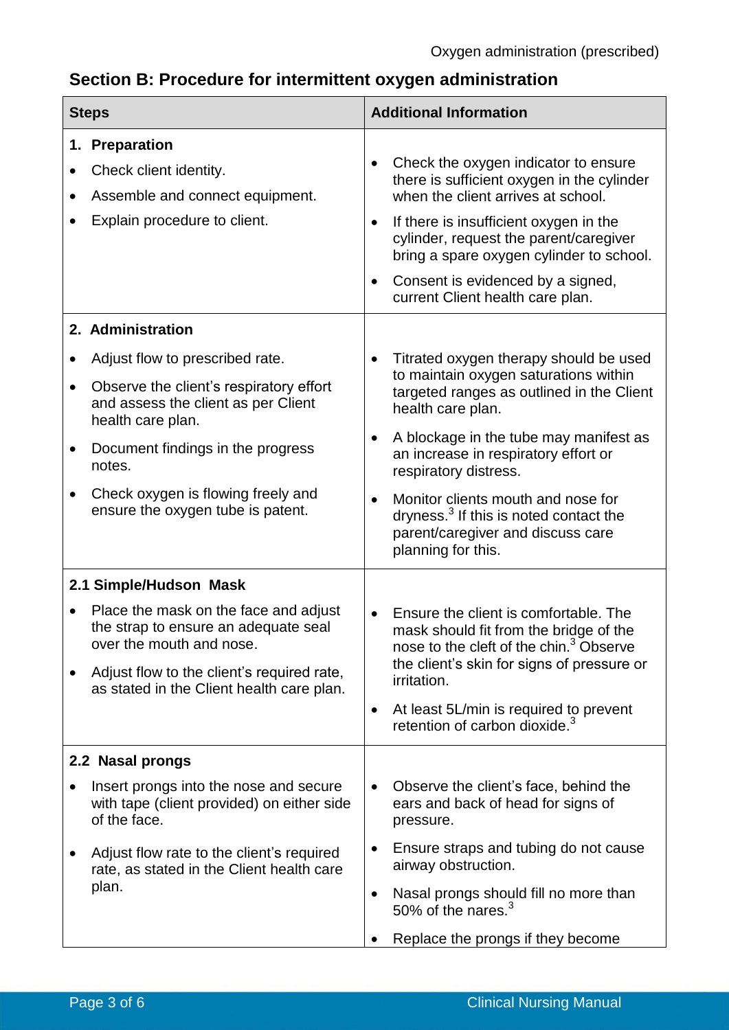## Section B: Procedure for intermittent oxygen administration

| Steps | Additional Information |
|---|---|
| **1. Preparation**<br>• Check client identity.<br>• Assemble and connect equipment.<br>• Explain procedure to client. | • Check the oxygen indicator to ensure there is sufficient oxygen in the cylinder when the client arrives at school.<br>• If there is insufficient oxygen in the cylinder, request the parent/caregiver bring a spare oxygen cylinder to school.<br>• Consent is evidenced by a signed, current Client health care plan. |
| **2. Administration**<br>• Adjust flow to prescribed rate.<br>• Observe the client's respiratory effort and assess the client as per Client health care plan.<br>• Document findings in the progress notes.<br>• Check oxygen is flowing freely and ensure the oxygen tube is patent. | • Titrated oxygen therapy should be used to maintain oxygen saturations within targeted ranges as outlined in the Client health care plan.<br>• A blockage in the tube may manifest as an increase in respiratory effort or respiratory distress.<br>• Monitor clients mouth and nose for dryness.[3] If this is noted contact the parent/caregiver and discuss care planning for this. |
| **2.1 Simple/Hudson Mask**<br>• Place the mask on the face and adjust the strap to ensure an adequate seal over the mouth and nose.<br>• Adjust flow to the client's required rate, as stated in the Client health care plan. | • Ensure the client is comfortable. The mask should fit from the bridge of the nose to the cleft of the chin.[3] Observe the client's skin for signs of pressure or irritation.<br>• At least 5L/min is required to prevent retention of carbon dioxide.[3] |
| **2.2 Nasal prongs**<br>• Insert prongs into the nose and secure with tape (client provided) on either side of the face.<br>• Adjust flow rate to the client's required rate, as stated in the Client health care plan. | • Observe the client's face, behind the ears and back of head for signs of pressure.<br>• Ensure straps and tubing do not cause airway obstruction.<br>• Nasal prongs should fill no more than 50% of the nares.[3]<br>• Replace the prongs if they become |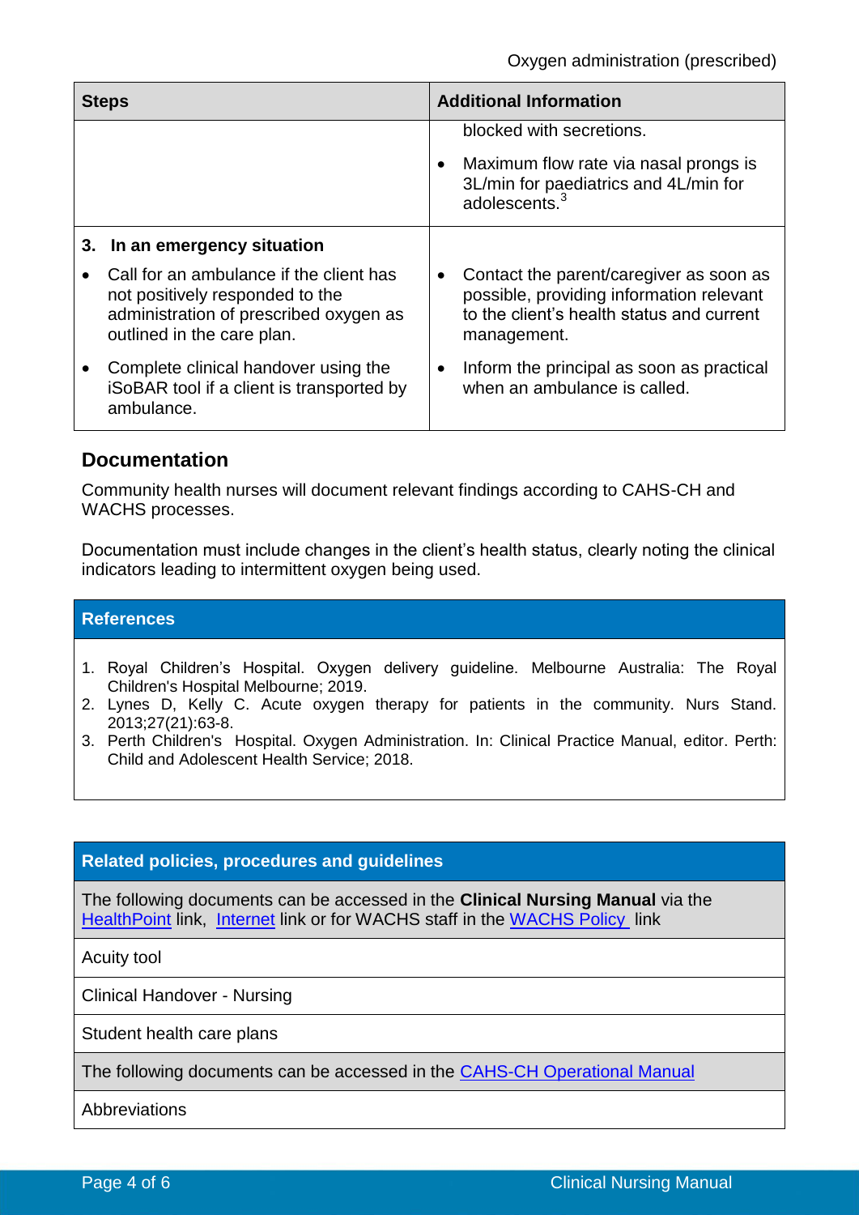| Steps | Additional Information |
|---|---|
| | blocked with secretions.<br>• Maximum flow rate via nasal prongs is 3L/min for paediatrics and 4L/min for adolescents.[3] |
| **3. In an emergency situation**<br>• Call for an ambulance if the client has not positively responded to the administration of prescribed oxygen as outlined in the care plan.<br>• Complete clinical handover using the iSoBAR tool if a client is transported by ambulance. | • Contact the parent/caregiver as soon as possible, providing information relevant to the client's health status and current management.<br>• Inform the principal as soon as practical when an ambulance is called. |

## Documentation

Community health nurses will document relevant findings according to CAHS-CH and WACHS processes.

Documentation must include changes in the client's health status, clearly noting the clinical indicators leading to intermittent oxygen being used.

## References

1. Royal Children's Hospital. Oxygen delivery guideline. Melbourne Australia: The Royal Children's Hospital Melbourne; 2019.
2. Lynes D, Kelly C. Acute oxygen therapy for patients in the community. Nurs Stand. 2013;27(21):63-8.
3. Perth Children's Hospital. Oxygen Administration. In: Clinical Practice Manual, editor. Perth: Child and Adolescent Health Service; 2018.

## Related policies, procedures and guidelines

| The following documents can be accessed in the **Clinical Nursing Manual** via the HealthPoint link, Internet link or for WACHS staff in the WACHS Policy link |
|---|
| Acuity tool |
| Clinical Handover - Nursing |
| Student health care plans |
| The following documents can be accessed in the CAHS-CH Operational Manual |
| Abbreviations |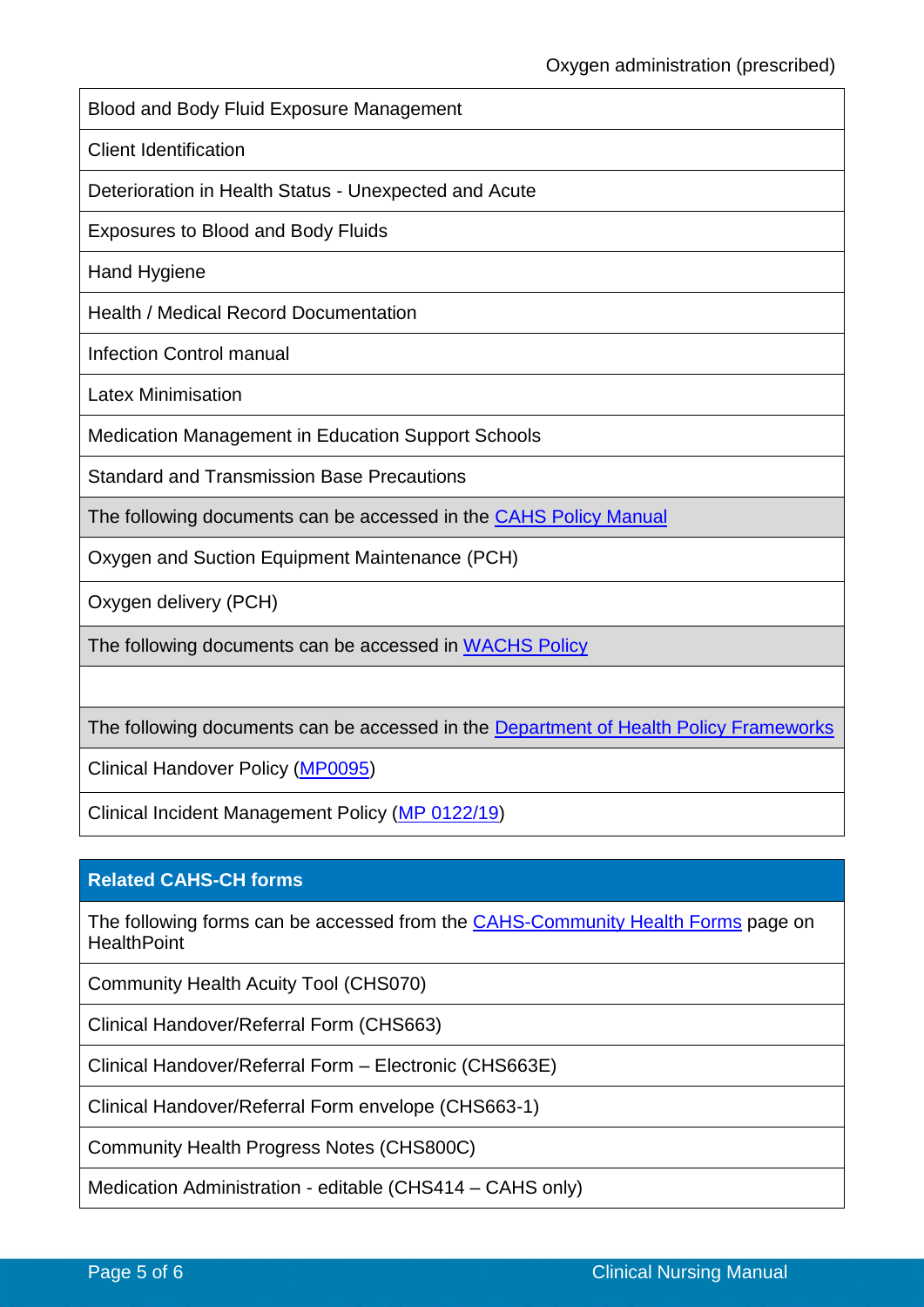| |
|---|
| Blood and Body Fluid Exposure Management |
| Client Identification |
| Deterioration in Health Status - Unexpected and Acute |
| Exposures to Blood and Body Fluids |
| Hand Hygiene |
| Health / Medical Record Documentation |
| Infection Control manual |
| Latex Minimisation |
| Medication Management in Education Support Schools |
| Standard and Transmission Base Precautions |
| The following documents can be accessed in the CAHS Policy Manual |
| Oxygen and Suction Equipment Maintenance (PCH) |
| Oxygen delivery (PCH) |
| The following documents can be accessed in WACHS Policy |
| |
| The following documents can be accessed in the Department of Health Policy Frameworks |
| Clinical Handover Policy (MP0095) |
| Clinical Incident Management Policy (MP 0122/19) |

| **Related CAHS-CH forms** |
|---|
| The following forms can be accessed from the CAHS-Community Health Forms page on HealthPoint |
| Community Health Acuity Tool (CHS070) |
| Clinical Handover/Referral Form (CHS663) |
| Clinical Handover/Referral Form – Electronic (CHS663E) |
| Clinical Handover/Referral Form envelope (CHS663-1) |
| Community Health Progress Notes (CHS800C) |
| Medication Administration - editable (CHS414 – CAHS only) |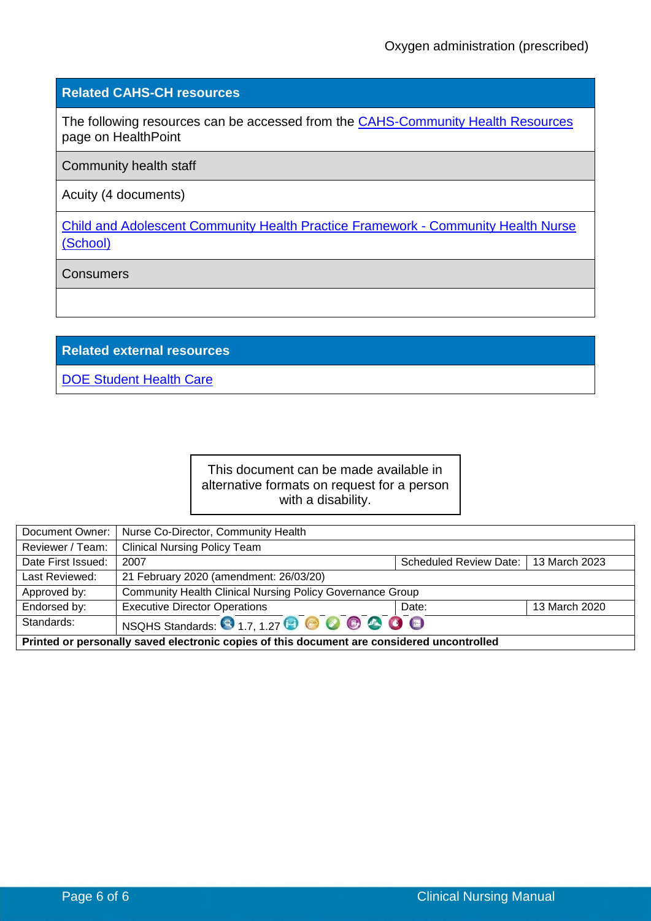| Related CAHS-CH resources |
|---|
| The following resources can be accessed from the CAHS-Community Health Resources page on HealthPoint |
| Community health staff |
| Acuity (4 documents) |
| Child and Adolescent Community Health Practice Framework - Community Health Nurse (School) |
| Consumers |
| |

| Related external resources |
|---|
| DOE Student Health Care |

This document can be made available in alternative formats on request for a person with a disability.

| | | | |
|---|---|---|---|
| Document Owner: | Nurse Co-Director, Community Health | | |
| Reviewer / Team: | Clinical Nursing Policy Team | | |
| Date First Issued: | 2007 | Scheduled Review Date: | 13 March 2023 |
| Last Reviewed: | 21 February 2020 (amendment: 26/03/20) | | |
| Approved by: | Community Health Clinical Nursing Policy Governance Group | | |
| Endorsed by: | Executive Director Operations | Date: | 13 March 2020 |
| Standards: | NSQHS Standards: 1.7, 1.27 | | |

**Printed or personally saved electronic copies of this document are considered uncontrolled**